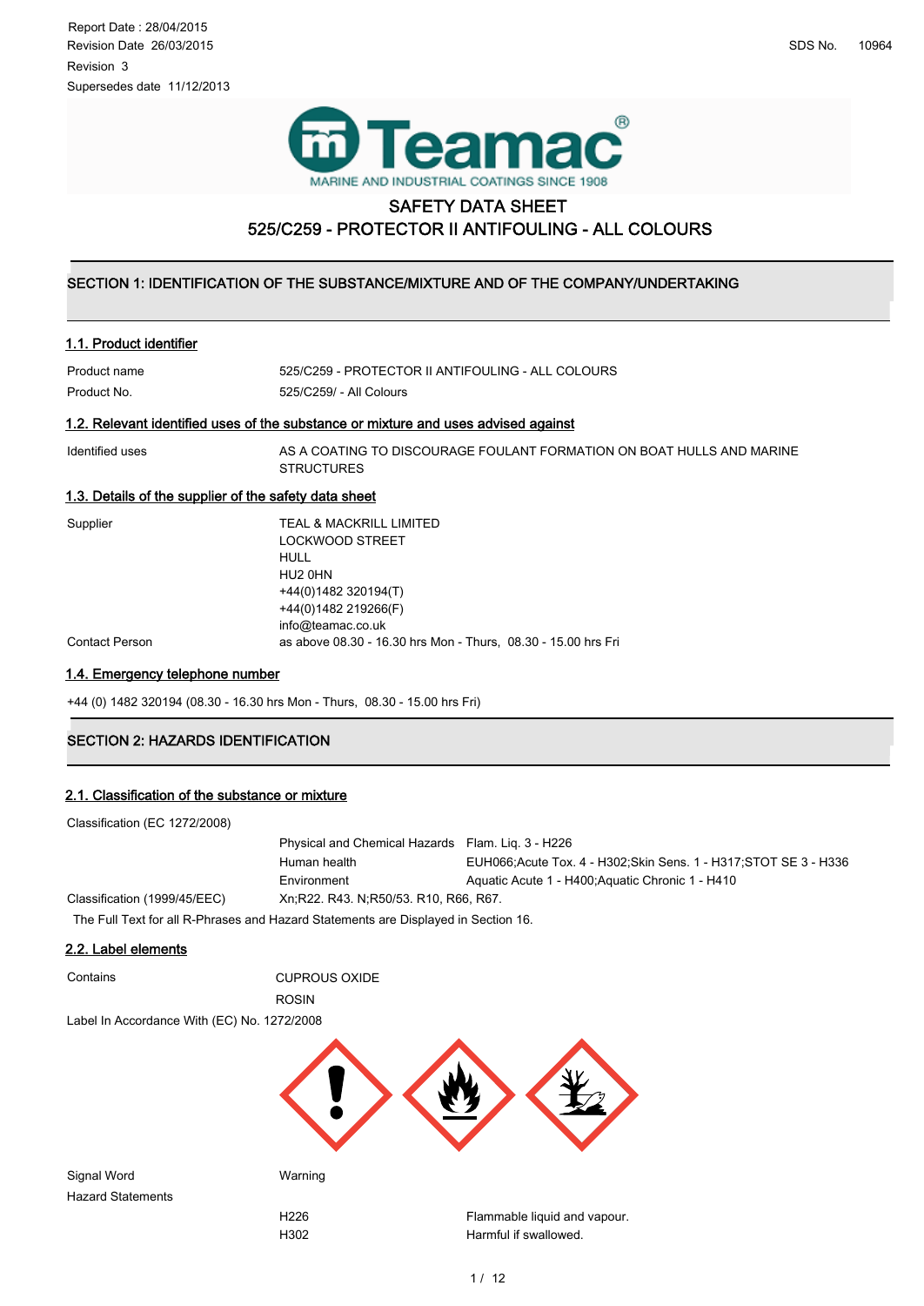Report Date : 28/04/2015
Revision Date 26/03/2015
Revision 3
Supersedes date 11/12/2013

SDS No. 10964

Teamac®
MARINE AND INDUSTRIAL COATINGS SINCE 1908

# SAFETY DATA SHEET
# 525/C259 - PROTECTOR II ANTIFOULING - ALL COLOURS

## SECTION 1: IDENTIFICATION OF THE SUBSTANCE/MIXTURE AND OF THE COMPANY/UNDERTAKING

### 1.1. Product identifier

| | |
|---|---|
| Product name | 525/C259 - PROTECTOR II ANTIFOULING - ALL COLOURS |
| Product No. | 525/C259/ - All Colours |

### 1.2. Relevant identified uses of the substance or mixture and uses advised against

| | |
|---|---|
| Identified uses | AS A COATING TO DISCOURAGE FOULANT FORMATION ON BOAT HULLS AND MARINE STRUCTURES |

### 1.3. Details of the supplier of the safety data sheet

| | |
|---|---|
| Supplier | TEAL & MACKRILL LIMITED<br>LOCKWOOD STREET<br>HULL<br>HU2 0HN<br>+44(0)1482 320194(T)<br>+44(0)1482 219266(F)<br>info@teamac.co.uk |
| Contact Person | as above 08.30 - 16.30 hrs Mon - Thurs, 08.30 - 15.00 hrs Fri |

### 1.4. Emergency telephone number

+44 (0) 1482 320194 (08.30 - 16.30 hrs Mon - Thurs, 08.30 - 15.00 hrs Fri)

## SECTION 2: HAZARDS IDENTIFICATION

### 2.1. Classification of the substance or mixture

| | | |
|---|---|---|
| Classification (EC 1272/2008) | | |
| | Physical and Chemical Hazards | Flam. Liq. 3 - H226 |
| | Human health | EUH066;Acute Tox. 4 - H302;Skin Sens. 1 - H317;STOT SE 3 - H336 |
| | Environment | Aquatic Acute 1 - H400;Aquatic Chronic 1 - H410 |
| Classification (1999/45/EEC) | Xn;R22. R43. N;R50/53. R10, R66, R67. | |

The Full Text for all R-Phrases and Hazard Statements are Displayed in Section 16.

### 2.2. Label elements

| | |
|---|---|
| Contains | CUPROUS OXIDE<br>ROSIN |

Label In Accordance With (EC) No. 1272/2008

| | | |
|---|---|---|
| Signal Word | Warning | |
| Hazard Statements | | |
| | H226 | Flammable liquid and vapour. |
| | H302 | Harmful if swallowed. |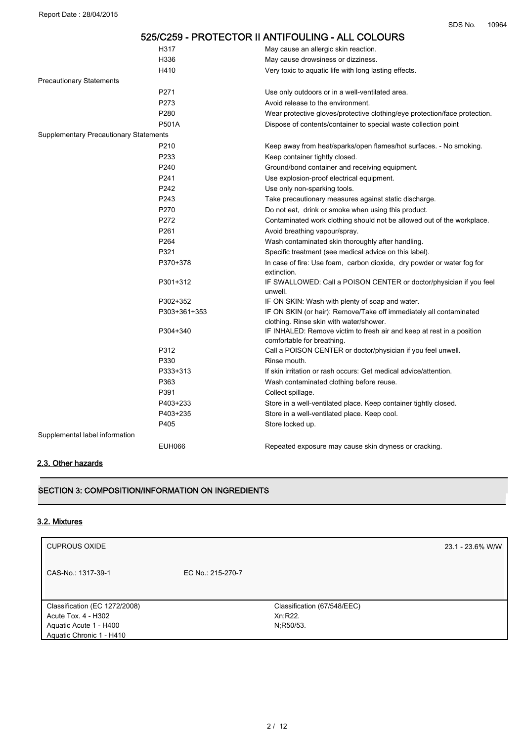| | |
|---|---|
| H317 | May cause an allergic skin reaction. |
| H336 | May cause drowsiness or dizziness. |
| H410 | Very toxic to aquatic life with long lasting effects. |

Precautionary Statements

| | |
|---|---|
| P271 | Use only outdoors or in a well-ventilated area. |
| P273 | Avoid release to the environment. |
| P280 | Wear protective gloves/protective clothing/eye protection/face protection. |
| P501A | Dispose of contents/container to special waste collection point |

Supplementary Precautionary Statements

| | |
|---|---|
| P210 | Keep away from heat/sparks/open flames/hot surfaces. - No smoking. |
| P233 | Keep container tightly closed. |
| P240 | Ground/bond container and receiving equipment. |
| P241 | Use explosion-proof electrical equipment. |
| P242 | Use only non-sparking tools. |
| P243 | Take precautionary measures against static discharge. |
| P270 | Do not eat, drink or smoke when using this product. |
| P272 | Contaminated work clothing should not be allowed out of the workplace. |
| P261 | Avoid breathing vapour/spray. |
| P264 | Wash contaminated skin thoroughly after handling. |
| P321 | Specific treatment (see medical advice on this label). |
| P370+378 | In case of fire: Use foam, carbon dioxide, dry powder or water fog for extinction. |
| P301+312 | IF SWALLOWED: Call a POISON CENTER or doctor/physician if you feel unwell. |
| P302+352 | IF ON SKIN: Wash with plenty of soap and water. |
| P303+361+353 | IF ON SKIN (or hair): Remove/Take off immediately all contaminated clothing. Rinse skin with water/shower. |
| P304+340 | IF INHALED: Remove victim to fresh air and keep at rest in a position comfortable for breathing. |
| P312 | Call a POISON CENTER or doctor/physician if you feel unwell. |
| P330 | Rinse mouth. |
| P333+313 | If skin irritation or rash occurs: Get medical advice/attention. |
| P363 | Wash contaminated clothing before reuse. |
| P391 | Collect spillage. |
| P403+233 | Store in a well-ventilated place. Keep container tightly closed. |
| P403+235 | Store in a well-ventilated place. Keep cool. |
| P405 | Store locked up. |

Supplemental label information

| | |
|---|---|
| EUH066 | Repeated exposure may cause skin dryness or cracking. |

## 2.3. Other hazards

## SECTION 3: COMPOSITION/INFORMATION ON INGREDIENTS

### 3.2. Mixtures

| CUPROUS OXIDE | | 23.1 - 23.6% W/W |
|---|---|---|
| CAS-No.: 1317-39-1 | EC No.: 215-270-7 | |
| Classification (EC 1272/2008)<br>Acute Tox. 4 - H302<br>Aquatic Acute 1 - H400<br>Aquatic Chronic 1 - H410 | Classification (67/548/EEC)<br>Xn;R22.<br>N;R50/53. | |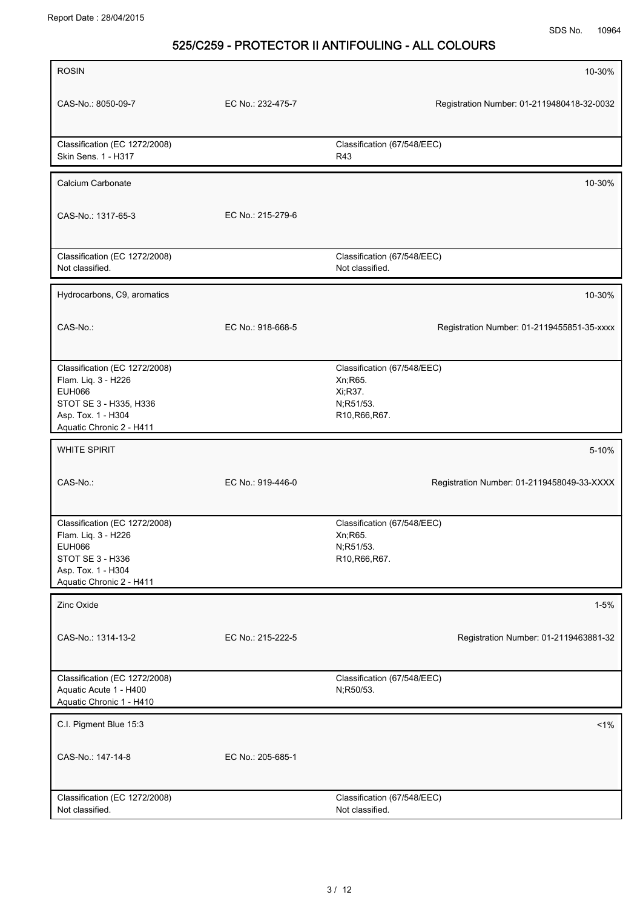**ROSIN** — 10-30%

| CAS-No.: 8050-09-7 | EC No.: 232-475-7 | Registration Number: 01-2119480418-32-0032 |
|---|---|---|

| Classification (EC 1272/2008) | Classification (67/548/EEC) |
|---|---|
| Skin Sens. 1 - H317 | R43 |

**Calcium Carbonate** — 10-30%

| CAS-No.: 1317-65-3 | EC No.: 215-279-6 |
|---|---|

| Classification (EC 1272/2008) | Classification (67/548/EEC) |
|---|---|
| Not classified. | Not classified. |

**Hydrocarbons, C9, aromatics** — 10-30%

| CAS-No.: | EC No.: 918-668-5 | Registration Number: 01-2119455851-35-xxxx |
|---|---|---|

| Classification (EC 1272/2008) | Classification (67/548/EEC) |
|---|---|
| Flam. Liq. 3 - H226<br>EUH066<br>STOT SE 3 - H335, H336<br>Asp. Tox. 1 - H304<br>Aquatic Chronic 2 - H411 | Xn;R65.<br>Xi;R37.<br>N;R51/53.<br>R10,R66,R67. |

**WHITE SPIRIT** — 5-10%

| CAS-No.: | EC No.: 919-446-0 | Registration Number: 01-2119458049-33-XXXX |
|---|---|---|

| Classification (EC 1272/2008) | Classification (67/548/EEC) |
|---|---|
| Flam. Liq. 3 - H226<br>EUH066<br>STOT SE 3 - H336<br>Asp. Tox. 1 - H304<br>Aquatic Chronic 2 - H411 | Xn;R65.<br>N;R51/53.<br>R10,R66,R67. |

**Zinc Oxide** — 1-5%

| CAS-No.: 1314-13-2 | EC No.: 215-222-5 | Registration Number: 01-2119463881-32 |
|---|---|---|

| Classification (EC 1272/2008) | Classification (67/548/EEC) |
|---|---|
| Aquatic Acute 1 - H400<br>Aquatic Chronic 1 - H410 | N;R50/53. |

**C.I. Pigment Blue 15:3** — <1%

| CAS-No.: 147-14-8 | EC No.: 205-685-1 |
|---|---|

| Classification (EC 1272/2008) | Classification (67/548/EEC) |
|---|---|
| Not classified. | Not classified. |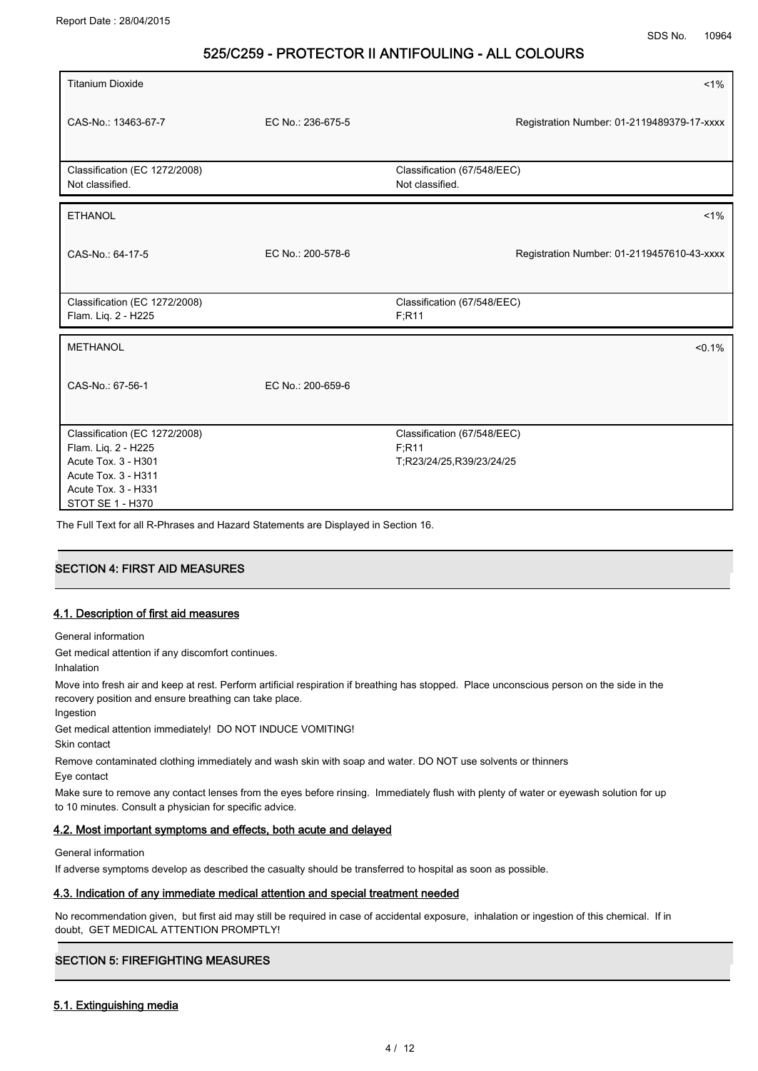| Titanium Dioxide | | | <1% |
|---|---|---|---|
| CAS-No.: 13463-67-7 | EC No.: 236-675-5 | | Registration Number: 01-2119489379-17-xxxx |
| Classification (EC 1272/2008)<br>Not classified. | | Classification (67/548/EEC)<br>Not classified. | |

| ETHANOL | | | <1% |
|---|---|---|---|
| CAS-No.: 64-17-5 | EC No.: 200-578-6 | | Registration Number: 01-2119457610-43-xxxx |
| Classification (EC 1272/2008)<br>Flam. Liq. 2 - H225 | | Classification (67/548/EEC)<br>F;R11 | |

| METHANOL | | | <0.1% |
|---|---|---|---|
| CAS-No.: 67-56-1 | EC No.: 200-659-6 | | |
| Classification (EC 1272/2008)<br>Flam. Liq. 2 - H225<br>Acute Tox. 3 - H301<br>Acute Tox. 3 - H311<br>Acute Tox. 3 - H331<br>STOT SE 1 - H370 | | Classification (67/548/EEC)<br>F;R11<br>T;R23/24/25,R39/23/24/25 | |

The Full Text for all R-Phrases and Hazard Statements are Displayed in Section 16.

## SECTION 4: FIRST AID MEASURES

### 4.1. Description of first aid measures

General information

Get medical attention if any discomfort continues.

Inhalation

Move into fresh air and keep at rest. Perform artificial respiration if breathing has stopped. Place unconscious person on the side in the recovery position and ensure breathing can take place.

Ingestion

Get medical attention immediately! DO NOT INDUCE VOMITING!

Skin contact

Remove contaminated clothing immediately and wash skin with soap and water. DO NOT use solvents or thinners

Eye contact

Make sure to remove any contact lenses from the eyes before rinsing. Immediately flush with plenty of water or eyewash solution for up to 10 minutes. Consult a physician for specific advice.

### 4.2. Most important symptoms and effects, both acute and delayed

General information

If adverse symptoms develop as described the casualty should be transferred to hospital as soon as possible.

### 4.3. Indication of any immediate medical attention and special treatment needed

No recommendation given, but first aid may still be required in case of accidental exposure, inhalation or ingestion of this chemical. If in doubt, GET MEDICAL ATTENTION PROMPTLY!

## SECTION 5: FIREFIGHTING MEASURES

### 5.1. Extinguishing media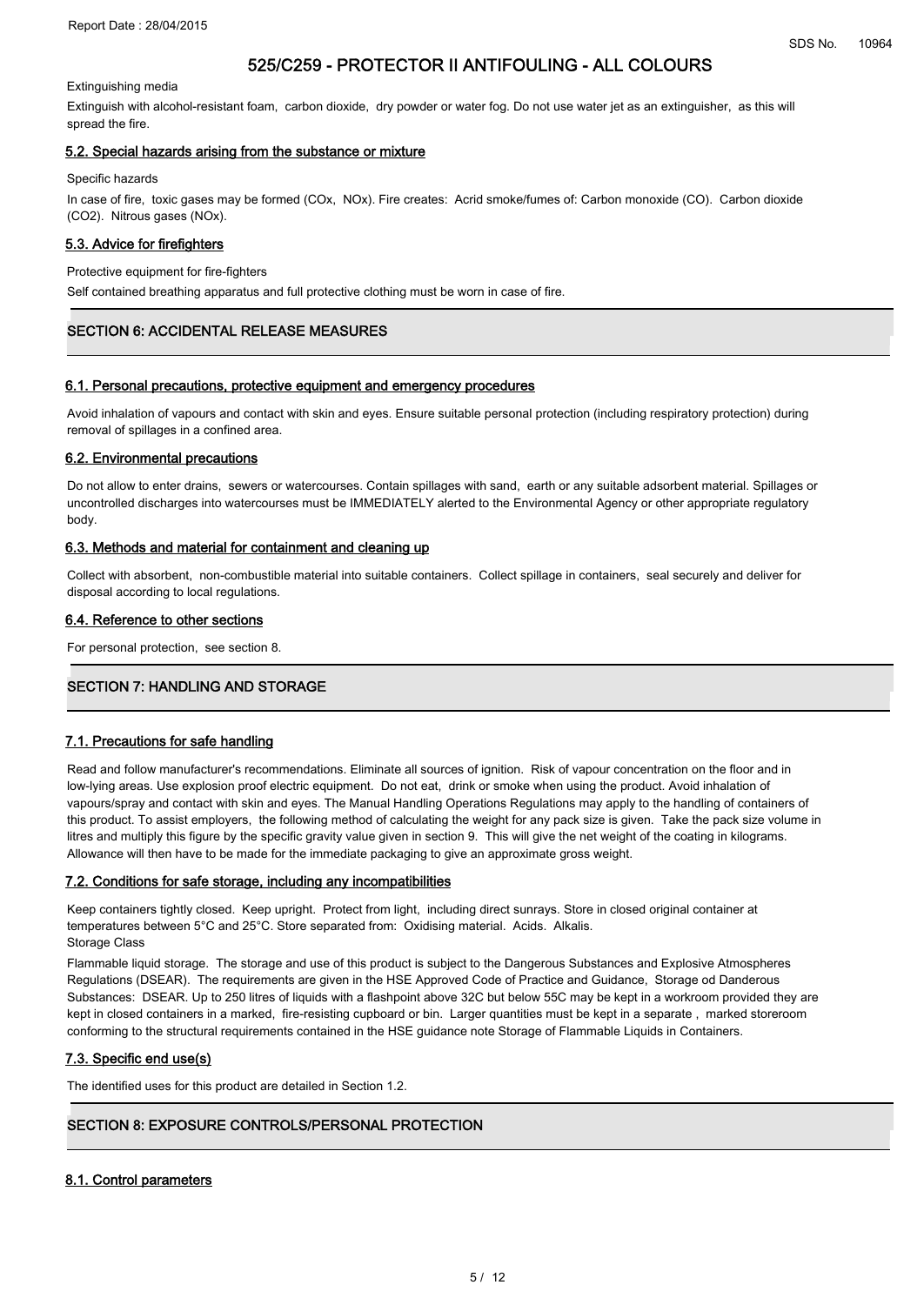Extinguishing media

Extinguish with alcohol-resistant foam, carbon dioxide, dry powder or water fog. Do not use water jet as an extinguisher, as this will spread the fire.

### 5.2. Special hazards arising from the substance or mixture

Specific hazards

In case of fire, toxic gases may be formed (COx, NOx). Fire creates: Acrid smoke/fumes of: Carbon monoxide (CO). Carbon dioxide ($CO_2$). Nitrous gases (NOx).

### 5.3. Advice for firefighters

Protective equipment for fire-fighters

Self contained breathing apparatus and full protective clothing must be worn in case of fire.

## SECTION 6: ACCIDENTAL RELEASE MEASURES

### 6.1. Personal precautions, protective equipment and emergency procedures

Avoid inhalation of vapours and contact with skin and eyes. Ensure suitable personal protection (including respiratory protection) during removal of spillages in a confined area.

### 6.2. Environmental precautions

Do not allow to enter drains, sewers or watercourses. Contain spillages with sand, earth or any suitable adsorbent material. Spillages or uncontrolled discharges into watercourses must be IMMEDIATELY alerted to the Environmental Agency or other appropriate regulatory body.

### 6.3. Methods and material for containment and cleaning up

Collect with absorbent, non-combustible material into suitable containers. Collect spillage in containers, seal securely and deliver for disposal according to local regulations.

### 6.4. Reference to other sections

For personal protection, see section 8.

## SECTION 7: HANDLING AND STORAGE

### 7.1. Precautions for safe handling

Read and follow manufacturer's recommendations. Eliminate all sources of ignition. Risk of vapour concentration on the floor and in low-lying areas. Use explosion proof electric equipment. Do not eat, drink or smoke when using the product. Avoid inhalation of vapours/spray and contact with skin and eyes. The Manual Handling Operations Regulations may apply to the handling of containers of this product. To assist employers, the following method of calculating the weight for any pack size is given. Take the pack size volume in litres and multiply this figure by the specific gravity value given in section 9. This will give the net weight of the coating in kilograms. Allowance will then have to be made for the immediate packaging to give an approximate gross weight.

### 7.2. Conditions for safe storage, including any incompatibilities

Keep containers tightly closed. Keep upright. Protect from light, including direct sunrays. Store in closed original container at temperatures between 5°C and 25°C. Store separated from: Oxidising material. Acids. Alkalis.

Storage Class

Flammable liquid storage. The storage and use of this product is subject to the Dangerous Substances and Explosive Atmospheres Regulations (DSEAR). The requirements are given in the HSE Approved Code of Practice and Guidance, Storage od Danderous Substances: DSEAR. Up to 250 litres of liquids with a flashpoint above 32C but below 55C may be kept in a workroom provided they are kept in closed containers in a marked, fire-resisting cupboard or bin. Larger quantities must be kept in a separate , marked storeroom conforming to the structural requirements contained in the HSE guidance note Storage of Flammable Liquids in Containers.

### 7.3. Specific end use(s)

The identified uses for this product are detailed in Section 1.2.

## SECTION 8: EXPOSURE CONTROLS/PERSONAL PROTECTION

### 8.1. Control parameters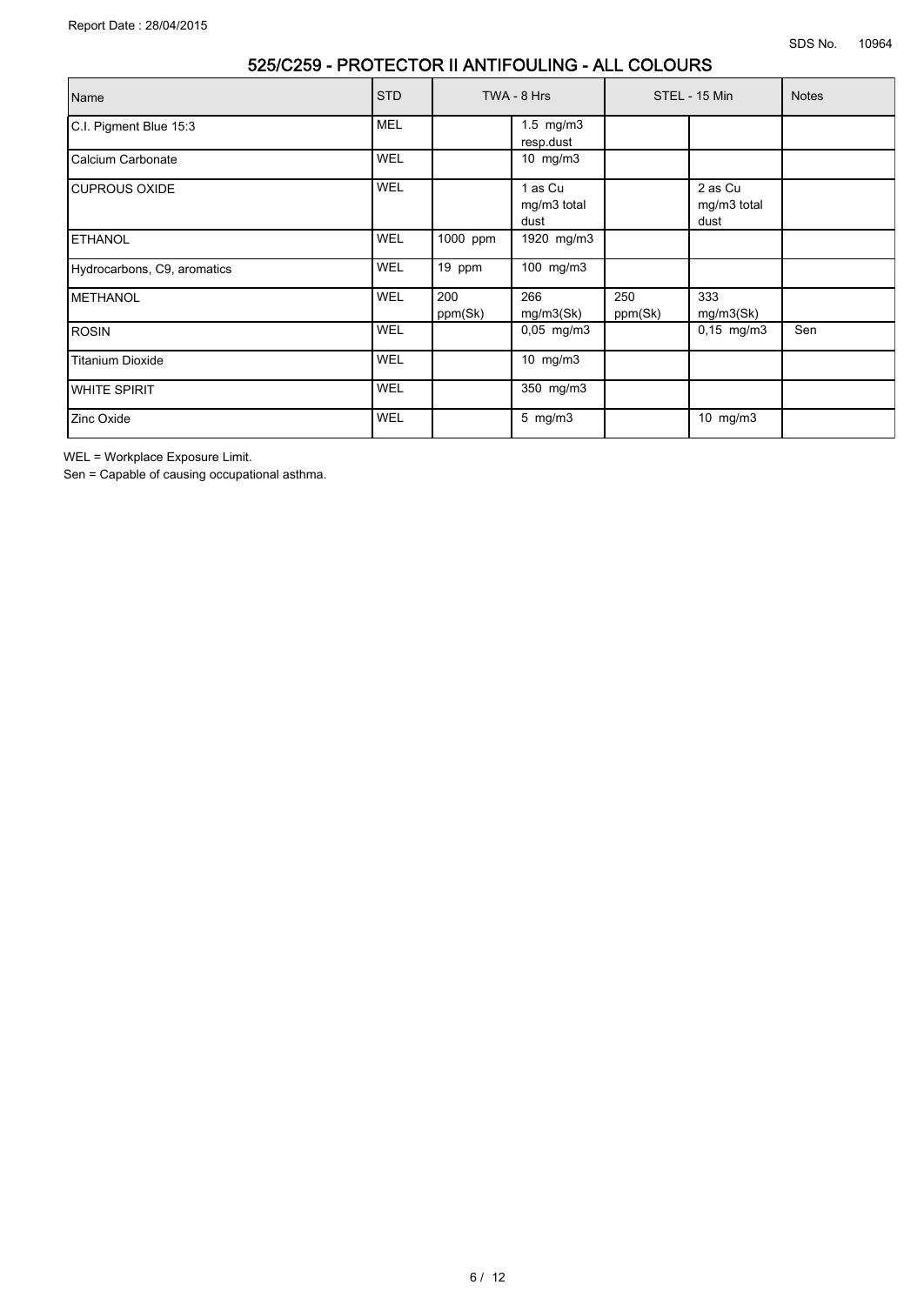## 525/C259 - PROTECTOR II ANTIFOULING - ALL COLOURS

| Name | STD | TWA - 8 Hrs | | STEL - 15 Min | | Notes |
|---|---|---|---|---|---|---|
| C.I. Pigment Blue 15:3 | MEL | | 1.5 mg/m3 resp.dust | | | |
| Calcium Carbonate | WEL | | 10 mg/m3 | | | |
| CUPROUS OXIDE | WEL | | 1 as Cu mg/m3 total dust | | 2 as Cu mg/m3 total dust | |
| ETHANOL | WEL | 1000 ppm | 1920 mg/m3 | | | |
| Hydrocarbons, C9, aromatics | WEL | 19 ppm | 100 mg/m3 | | | |
| METHANOL | WEL | 200 ppm(Sk) | 266 mg/m3(Sk) | 250 ppm(Sk) | 333 mg/m3(Sk) | |
| ROSIN | WEL | | 0,05 mg/m3 | | 0,15 mg/m3 | Sen |
| Titanium Dioxide | WEL | | 10 mg/m3 | | | |
| WHITE SPIRIT | WEL | | 350 mg/m3 | | | |
| Zinc Oxide | WEL | | 5 mg/m3 | | 10 mg/m3 | |

WEL = Workplace Exposure Limit.

Sen = Capable of causing occupational asthma.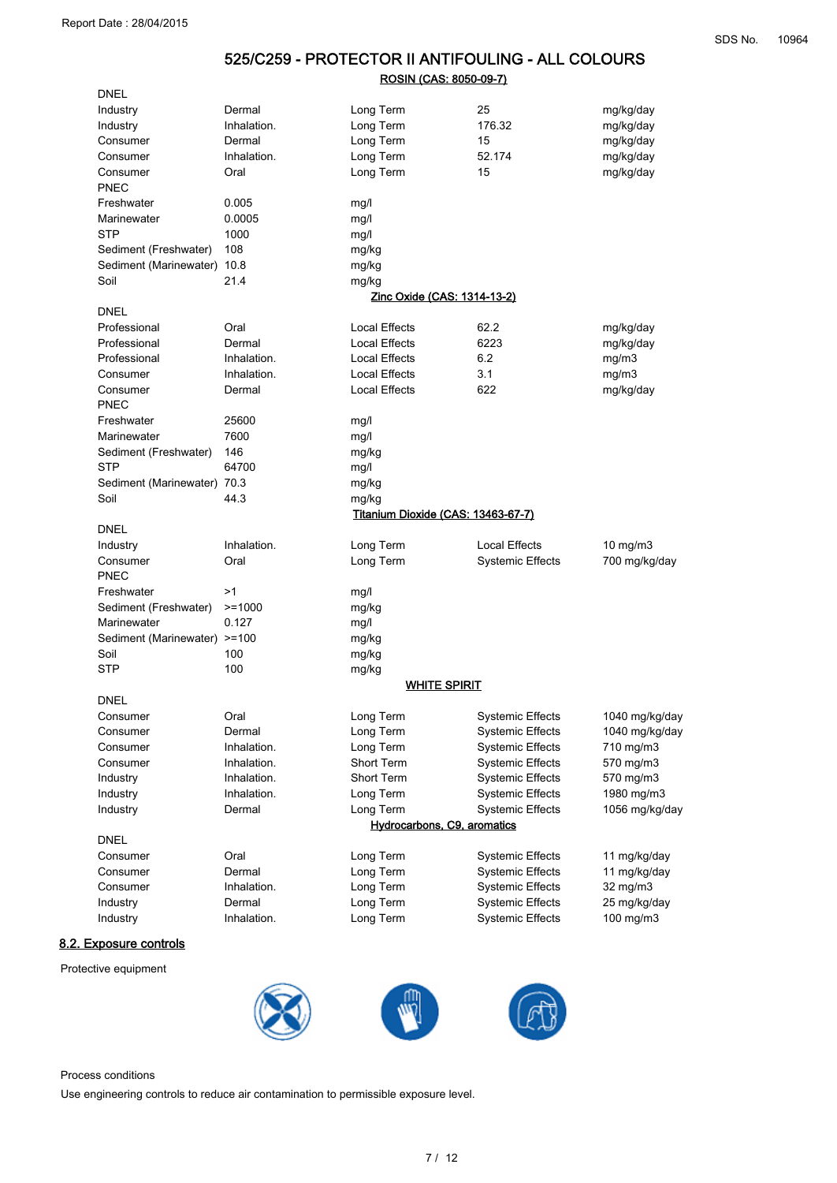# 525/C259 - PROTECTOR II ANTIFOULING - ALL COLOURS

**ROSIN (CAS: 8050-09-7)**

DNEL

| | | | | |
|---|---|---|---|---|
| Industry | Dermal | Long Term | 25 | mg/kg/day |
| Industry | Inhalation. | Long Term | 176.32 | mg/kg/day |
| Consumer | Dermal | Long Term | 15 | mg/kg/day |
| Consumer | Inhalation. | Long Term | 52.174 | mg/kg/day |
| Consumer | Oral | Long Term | 15 | mg/kg/day |

PNEC

| | | |
|---|---|---|
| Freshwater | 0.005 | mg/l |
| Marinewater | 0.0005 | mg/l |
| STP | 1000 | mg/l |
| Sediment (Freshwater) | 108 | mg/kg |
| Sediment (Marinewater) | 10.8 | mg/kg |
| Soil | 21.4 | mg/kg |

**Zinc Oxide (CAS: 1314-13-2)**

DNEL

| | | | | |
|---|---|---|---|---|
| Professional | Oral | Local Effects | 62.2 | mg/kg/day |
| Professional | Dermal | Local Effects | 6223 | mg/kg/day |
| Professional | Inhalation. | Local Effects | 6.2 | mg/m3 |
| Consumer | Inhalation. | Local Effects | 3.1 | mg/m3 |
| Consumer | Dermal | Local Effects | 622 | mg/kg/day |

PNEC

| | | |
|---|---|---|
| Freshwater | 25600 | mg/l |
| Marinewater | 7600 | mg/l |
| Sediment (Freshwater) | 146 | mg/kg |
| STP | 64700 | mg/l |
| Sediment (Marinewater) | 70.3 | mg/kg |
| Soil | 44.3 | mg/kg |

**Titanium Dioxide (CAS: 13463-67-7)**

DNEL

| | | | | |
|---|---|---|---|---|
| Industry | Inhalation. | Long Term | Local Effects | 10 mg/m3 |
| Consumer | Oral | Long Term | Systemic Effects | 700 mg/kg/day |

PNEC

| | | |
|---|---|---|
| Freshwater | >1 | mg/l |
| Sediment (Freshwater) | >=1000 | mg/kg |
| Marinewater | 0.127 | mg/l |
| Sediment (Marinewater) | >=100 | mg/kg |
| Soil | 100 | mg/kg |
| STP | 100 | mg/kg |

**WHITE SPIRIT**

DNEL

| | | | | |
|---|---|---|---|---|
| Consumer | Oral | Long Term | Systemic Effects | 1040 mg/kg/day |
| Consumer | Dermal | Long Term | Systemic Effects | 1040 mg/kg/day |
| Consumer | Inhalation. | Long Term | Systemic Effects | 710 mg/m3 |
| Consumer | Inhalation. | Short Term | Systemic Effects | 570 mg/m3 |
| Industry | Inhalation. | Short Term | Systemic Effects | 570 mg/m3 |
| Industry | Inhalation. | Long Term | Systemic Effects | 1980 mg/m3 |
| Industry | Dermal | Long Term | Systemic Effects | 1056 mg/kg/day |

**Hydrocarbons, C9, aromatics**

DNEL

| | | | | |
|---|---|---|---|---|
| Consumer | Oral | Long Term | Systemic Effects | 11 mg/kg/day |
| Consumer | Dermal | Long Term | Systemic Effects | 11 mg/kg/day |
| Consumer | Inhalation. | Long Term | Systemic Effects | 32 mg/m3 |
| Industry | Dermal | Long Term | Systemic Effects | 25 mg/kg/day |
| Industry | Inhalation. | Long Term | Systemic Effects | 100 mg/m3 |

## 8.2. Exposure controls

Protective equipment

Process conditions

Use engineering controls to reduce air contamination to permissible exposure level.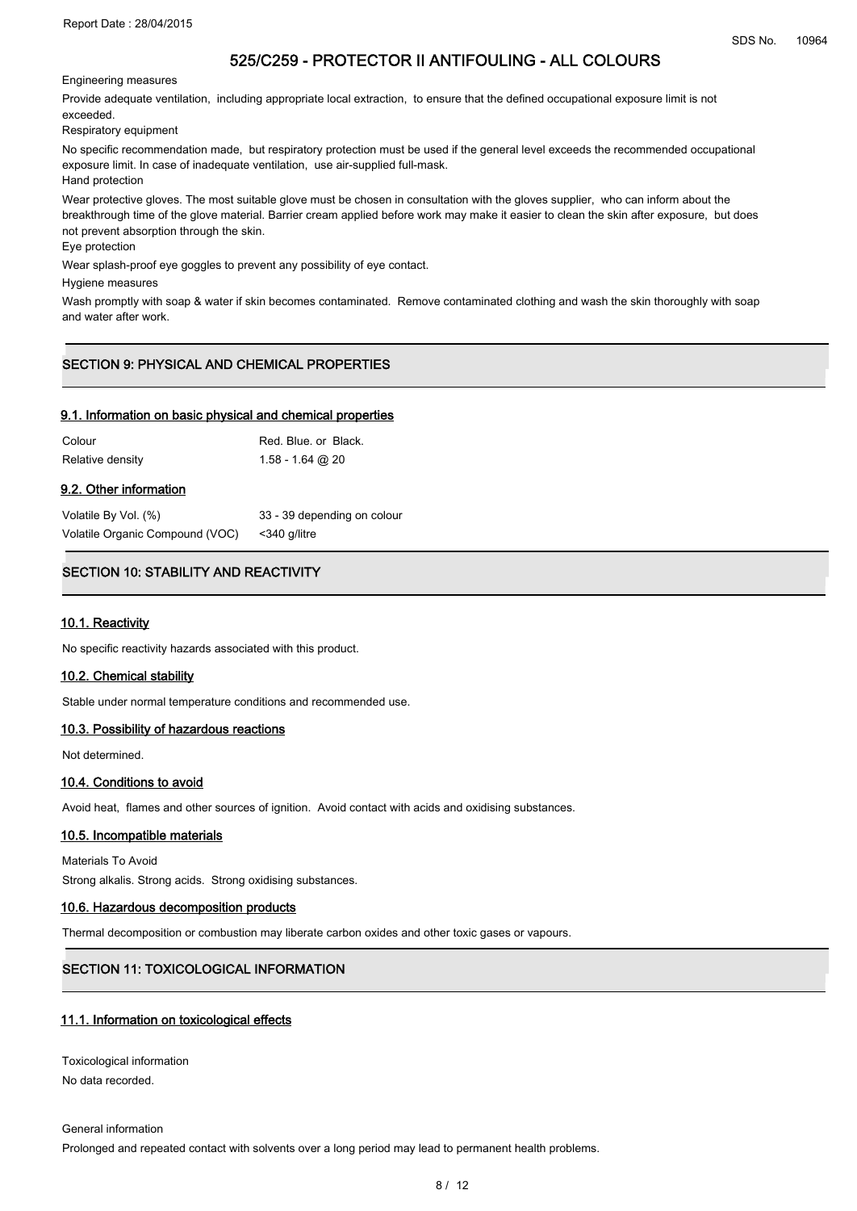Engineering measures

Provide adequate ventilation, including appropriate local extraction, to ensure that the defined occupational exposure limit is not exceeded.

Respiratory equipment

No specific recommendation made, but respiratory protection must be used if the general level exceeds the recommended occupational exposure limit. In case of inadequate ventilation, use air-supplied full-mask.

Hand protection

Wear protective gloves. The most suitable glove must be chosen in consultation with the gloves supplier, who can inform about the breakthrough time of the glove material. Barrier cream applied before work may make it easier to clean the skin after exposure, but does not prevent absorption through the skin.

Eye protection

Wear splash-proof eye goggles to prevent any possibility of eye contact.

Hygiene measures

Wash promptly with soap & water if skin becomes contaminated. Remove contaminated clothing and wash the skin thoroughly with soap and water after work.

## SECTION 9: PHYSICAL AND CHEMICAL PROPERTIES

### 9.1. Information on basic physical and chemical properties

| | |
|---|---|
| Colour | Red. Blue. or Black. |
| Relative density | 1.58 - 1.64 @ 20 |

### 9.2. Other information

| | |
|---|---|
| Volatile By Vol. (%) | 33 - 39 depending on colour |
| Volatile Organic Compound (VOC) | <340 g/litre |

## SECTION 10: STABILITY AND REACTIVITY

### 10.1. Reactivity

No specific reactivity hazards associated with this product.

### 10.2. Chemical stability

Stable under normal temperature conditions and recommended use.

### 10.3. Possibility of hazardous reactions

Not determined.

### 10.4. Conditions to avoid

Avoid heat, flames and other sources of ignition. Avoid contact with acids and oxidising substances.

### 10.5. Incompatible materials

Materials To Avoid

Strong alkalis. Strong acids. Strong oxidising substances.

### 10.6. Hazardous decomposition products

Thermal decomposition or combustion may liberate carbon oxides and other toxic gases or vapours.

## SECTION 11: TOXICOLOGICAL INFORMATION

### 11.1. Information on toxicological effects

Toxicological information

No data recorded.

General information

Prolonged and repeated contact with solvents over a long period may lead to permanent health problems.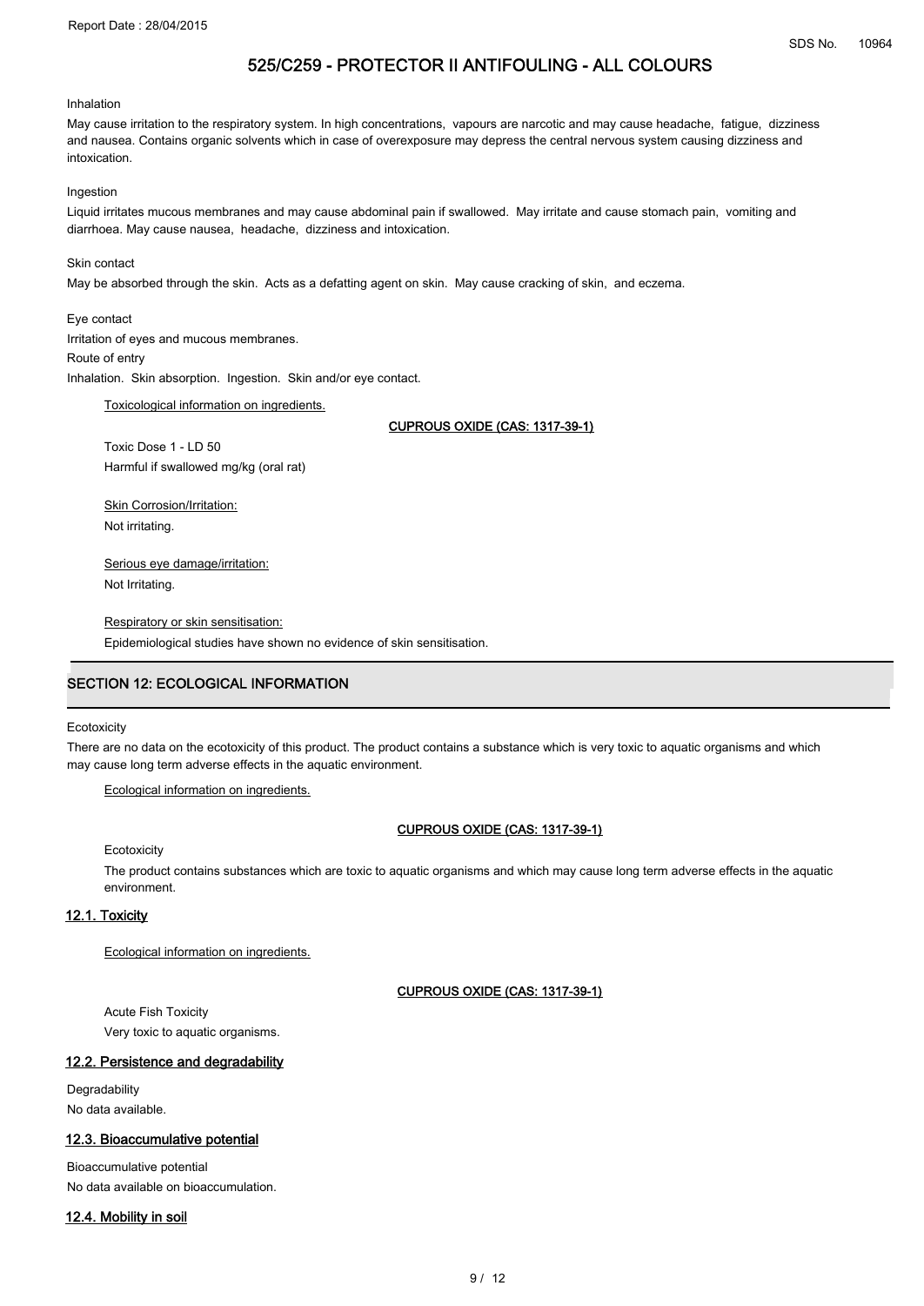Inhalation

May cause irritation to the respiratory system. In high concentrations, vapours are narcotic and may cause headache, fatigue, dizziness and nausea. Contains organic solvents which in case of overexposure may depress the central nervous system causing dizziness and intoxication.

Ingestion

Liquid irritates mucous membranes and may cause abdominal pain if swallowed. May irritate and cause stomach pain, vomiting and diarrhoea. May cause nausea, headache, dizziness and intoxication.

Skin contact

May be absorbed through the skin. Acts as a defatting agent on skin. May cause cracking of skin, and eczema.

Eye contact

Irritation of eyes and mucous membranes.

Route of entry

Inhalation. Skin absorption. Ingestion. Skin and/or eye contact.

Toxicological information on ingredients.

**CUPROUS OXIDE (CAS: 1317-39-1)**

Toxic Dose 1 - LD 50

Harmful if swallowed mg/kg (oral rat)

Skin Corrosion/Irritation:

Not irritating.

Serious eye damage/irritation:

Not Irritating.

Respiratory or skin sensitisation:

Epidemiological studies have shown no evidence of skin sensitisation.

## SECTION 12: ECOLOGICAL INFORMATION

Ecotoxicity

There are no data on the ecotoxicity of this product. The product contains a substance which is very toxic to aquatic organisms and which may cause long term adverse effects in the aquatic environment.

Ecological information on ingredients.

**CUPROUS OXIDE (CAS: 1317-39-1)**

Ecotoxicity

The product contains substances which are toxic to aquatic organisms and which may cause long term adverse effects in the aquatic environment.

### 12.1. Toxicity

Ecological information on ingredients.

**CUPROUS OXIDE (CAS: 1317-39-1)**

Acute Fish Toxicity

Very toxic to aquatic organisms.

### 12.2. Persistence and degradability

Degradability

No data available.

### 12.3. Bioaccumulative potential

Bioaccumulative potential

No data available on bioaccumulation.

### 12.4. Mobility in soil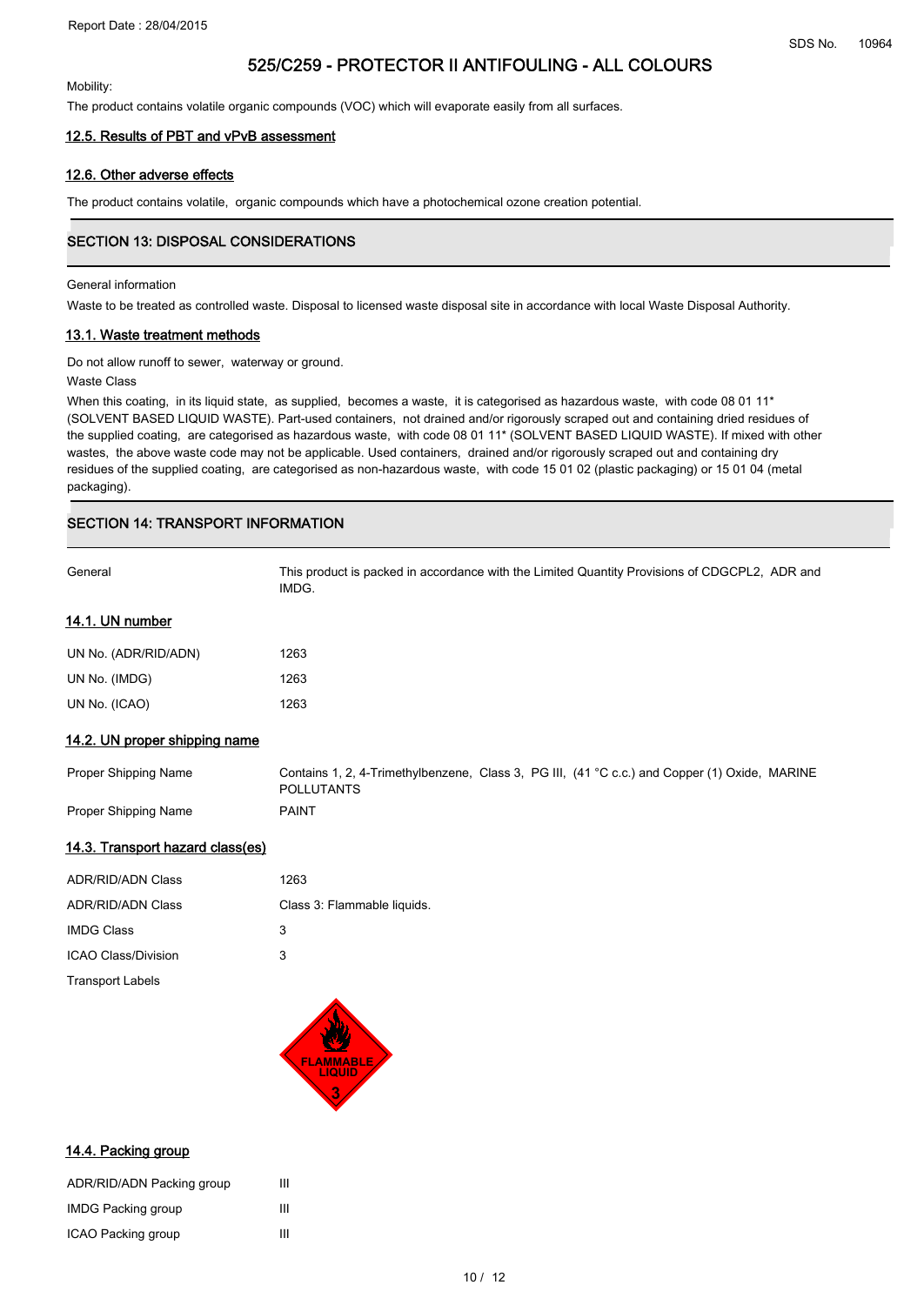Mobility:

The product contains volatile organic compounds (VOC) which will evaporate easily from all surfaces.

### 12.5. Results of PBT and vPvB assessment

### 12.6. Other adverse effects

The product contains volatile, organic compounds which have a photochemical ozone creation potential.

## SECTION 13: DISPOSAL CONSIDERATIONS

General information

Waste to be treated as controlled waste. Disposal to licensed waste disposal site in accordance with local Waste Disposal Authority.

### 13.1. Waste treatment methods

Do not allow runoff to sewer, waterway or ground.

Waste Class

When this coating, in its liquid state, as supplied, becomes a waste, it is categorised as hazardous waste, with code 08 01 11* (SOLVENT BASED LIQUID WASTE). Part-used containers, not drained and/or rigorously scraped out and containing dried residues of the supplied coating, are categorised as hazardous waste, with code 08 01 11* (SOLVENT BASED LIQUID WASTE). If mixed with other wastes, the above waste code may not be applicable. Used containers, drained and/or rigorously scraped out and containing dry residues of the supplied coating, are categorised as non-hazardous waste, with code 15 01 02 (plastic packaging) or 15 01 04 (metal packaging).

## SECTION 14: TRANSPORT INFORMATION

| | |
|---|---|
| General | This product is packed in accordance with the Limited Quantity Provisions of CDGCPL2, ADR and IMDG. |

### 14.1. UN number

| | |
|---|---|
| UN No. (ADR/RID/ADN) | 1263 |
| UN No. (IMDG) | 1263 |
| UN No. (ICAO) | 1263 |

### 14.2. UN proper shipping name

| | |
|---|---|
| Proper Shipping Name | Contains 1, 2, 4-Trimethylbenzene, Class 3, PG III, (41 °C c.c.) and Copper (1) Oxide, MARINE POLLUTANTS |
| Proper Shipping Name | PAINT |

### 14.3. Transport hazard class(es)

| | |
|---|---|
| ADR/RID/ADN Class | 1263 |
| ADR/RID/ADN Class | Class 3: Flammable liquids. |
| IMDG Class | 3 |
| ICAO Class/Division | 3 |

Transport Labels

FLAMMABLE LIQUID 3

### 14.4. Packing group

| | |
|---|---|
| ADR/RID/ADN Packing group | III |
| IMDG Packing group | III |
| ICAO Packing group | III |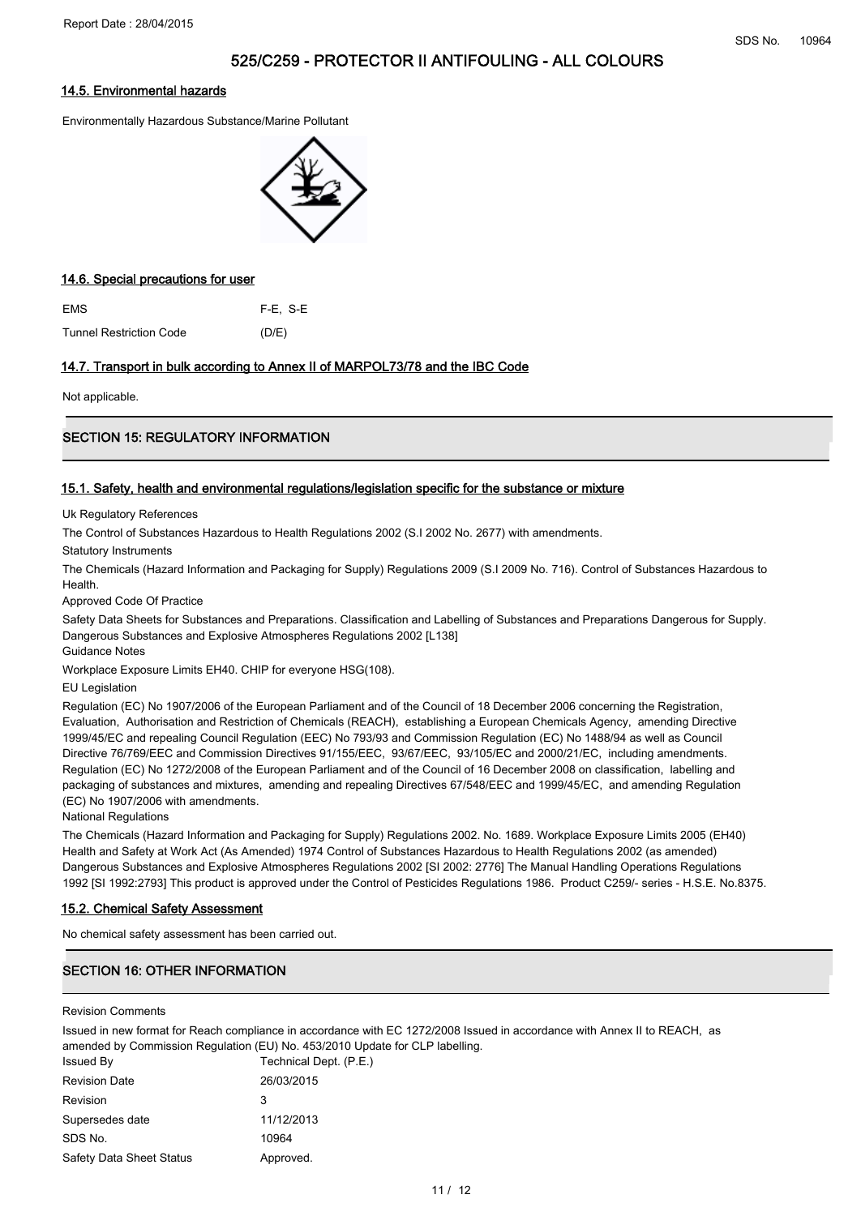### 14.5. Environmental hazards

Environmentally Hazardous Substance/Marine Pollutant

### 14.6. Special precautions for user

| | |
|---|---|
| EMS | F-E, S-E |
| Tunnel Restriction Code | (D/E) |

### 14.7. Transport in bulk according to Annex II of MARPOL73/78 and the IBC Code

Not applicable.

## SECTION 15: REGULATORY INFORMATION

### 15.1. Safety, health and environmental regulations/legislation specific for the substance or mixture

Uk Regulatory References

The Control of Substances Hazardous to Health Regulations 2002 (S.I 2002 No. 2677) with amendments.

Statutory Instruments

The Chemicals (Hazard Information and Packaging for Supply) Regulations 2009 (S.I 2009 No. 716). Control of Substances Hazardous to Health.

Approved Code Of Practice

Safety Data Sheets for Substances and Preparations. Classification and Labelling of Substances and Preparations Dangerous for Supply. Dangerous Substances and Explosive Atmospheres Regulations 2002 [L138]

Guidance Notes

Workplace Exposure Limits EH40. CHIP for everyone HSG(108).

EU Legislation

Regulation (EC) No 1907/2006 of the European Parliament and of the Council of 18 December 2006 concerning the Registration, Evaluation, Authorisation and Restriction of Chemicals (REACH), establishing a European Chemicals Agency, amending Directive 1999/45/EC and repealing Council Regulation (EEC) No 793/93 and Commission Regulation (EC) No 1488/94 as well as Council Directive 76/769/EEC and Commission Directives 91/155/EEC, 93/67/EEC, 93/105/EC and 2000/21/EC, including amendments. Regulation (EC) No 1272/2008 of the European Parliament and of the Council of 16 December 2008 on classification, labelling and packaging of substances and mixtures, amending and repealing Directives 67/548/EEC and 1999/45/EC, and amending Regulation (EC) No 1907/2006 with amendments.

National Regulations

The Chemicals (Hazard Information and Packaging for Supply) Regulations 2002. No. 1689. Workplace Exposure Limits 2005 (EH40) Health and Safety at Work Act (As Amended) 1974 Control of Substances Hazardous to Health Regulations 2002 (as amended) Dangerous Substances and Explosive Atmospheres Regulations 2002 [SI 2002: 2776] The Manual Handling Operations Regulations 1992 [SI 1992:2793] This product is approved under the Control of Pesticides Regulations 1986. Product C259/- series - H.S.E. No.8375.

### 15.2. Chemical Safety Assessment

No chemical safety assessment has been carried out.

## SECTION 16: OTHER INFORMATION

Revision Comments

Issued in new format for Reach compliance in accordance with EC 1272/2008 Issued in accordance with Annex II to REACH, as amended by Commission Regulation (EU) No. 453/2010 Update for CLP labelling.

| | |
|---|---|
| Issued By | Technical Dept. (P.E.) |
| Revision Date | 26/03/2015 |
| Revision | 3 |
| Supersedes date | 11/12/2013 |
| SDS No. | 10964 |
| Safety Data Sheet Status | Approved. |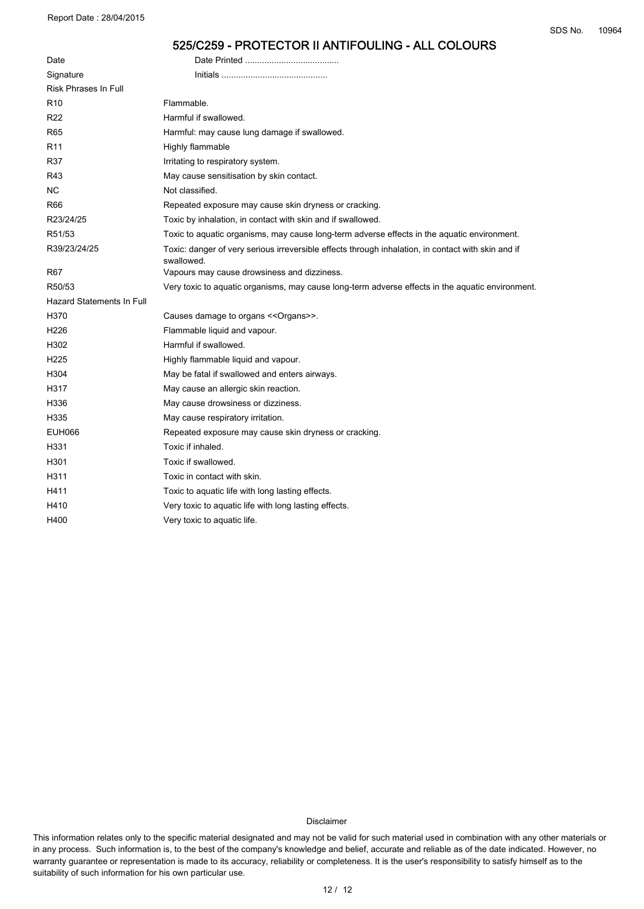# 525/C259 - PROTECTOR II ANTIFOULING - ALL COLOURS

| | |
|---|---|
| Date | Date Printed ...................................... |
| Signature | Initials ........................................... |
| **Risk Phrases In Full** | |
| R10 | Flammable. |
| R22 | Harmful if swallowed. |
| R65 | Harmful: may cause lung damage if swallowed. |
| R11 | Highly flammable |
| R37 | Irritating to respiratory system. |
| R43 | May cause sensitisation by skin contact. |
| NC | Not classified. |
| R66 | Repeated exposure may cause skin dryness or cracking. |
| R23/24/25 | Toxic by inhalation, in contact with skin and if swallowed. |
| R51/53 | Toxic to aquatic organisms, may cause long-term adverse effects in the aquatic environment. |
| R39/23/24/25 | Toxic: danger of very serious irreversible effects through inhalation, in contact with skin and if swallowed. |
| R67 | Vapours may cause drowsiness and dizziness. |
| R50/53 | Very toxic to aquatic organisms, may cause long-term adverse effects in the aquatic environment. |
| **Hazard Statements In Full** | |
| H370 | Causes damage to organs <<Organs>>. |
| H226 | Flammable liquid and vapour. |
| H302 | Harmful if swallowed. |
| H225 | Highly flammable liquid and vapour. |
| H304 | May be fatal if swallowed and enters airways. |
| H317 | May cause an allergic skin reaction. |
| H336 | May cause drowsiness or dizziness. |
| H335 | May cause respiratory irritation. |
| EUH066 | Repeated exposure may cause skin dryness or cracking. |
| H331 | Toxic if inhaled. |
| H301 | Toxic if swallowed. |
| H311 | Toxic in contact with skin. |
| H411 | Toxic to aquatic life with long lasting effects. |
| H410 | Very toxic to aquatic life with long lasting effects. |
| H400 | Very toxic to aquatic life. |

Disclaimer

This information relates only to the specific material designated and may not be valid for such material used in combination with any other materials or in any process. Such information is, to the best of the company's knowledge and belief, accurate and reliable as of the date indicated. However, no warranty guarantee or representation is made to its accuracy, reliability or completeness. It is the user's responsibility to satisfy himself as to the suitability of such information for his own particular use.